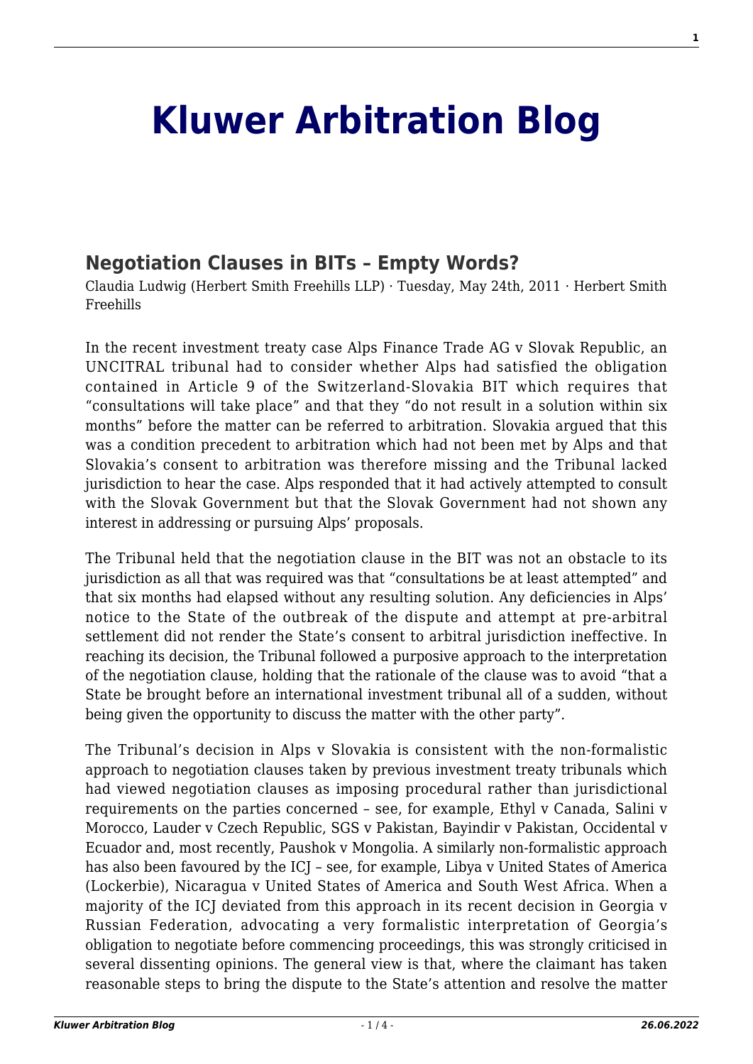# Kluwer Arbitration Blog

## Negotiation Clauses in BITs – Empty Words?

Claudia Ludwig (Herbert Smith Freehills LLP) · Tuesday, May 24th, 2011 · Herbert Smith Freehills

In the recent investment treaty case Alps Finance Trade AG v Slovak Republic, an UNCITRAL tribunal had to consider whether Alps had satisfied the obligation contained in Article 9 of the Switzerland-Slovakia BIT which requires that "consultations will take place" and that they "do not result in a solution within six months" before the matter can be referred to arbitration. Slovakia argued that this was a condition precedent to arbitration which had not been met by Alps and that Slovakia's consent to arbitration was therefore missing and the Tribunal lacked jurisdiction to hear the case. Alps responded that it had actively attempted to consult with the Slovak Government but that the Slovak Government had not shown any interest in addressing or pursuing Alps' proposals.

The Tribunal held that the negotiation clause in the BIT was not an obstacle to its jurisdiction as all that was required was that "consultations be at least attempted" and that six months had elapsed without any resulting solution. Any deficiencies in Alps' notice to the State of the outbreak of the dispute and attempt at pre-arbitral settlement did not render the State's consent to arbitral jurisdiction ineffective. In reaching its decision, the Tribunal followed a purposive approach to the interpretation of the negotiation clause, holding that the rationale of the clause was to avoid "that a State be brought before an international investment tribunal all of a sudden, without being given the opportunity to discuss the matter with the other party".

The Tribunal's decision in Alps v Slovakia is consistent with the non-formalistic approach to negotiation clauses taken by previous investment treaty tribunals which had viewed negotiation clauses as imposing procedural rather than jurisdictional requirements on the parties concerned – see, for example, Ethyl v Canada, Salini v Morocco, Lauder v Czech Republic, SGS v Pakistan, Bayindir v Pakistan, Occidental v Ecuador and, most recently, Paushok v Mongolia. A similarly non-formalistic approach has also been favoured by the ICJ – see, for example, Libya v United States of America (Lockerbie), Nicaragua v United States of America and South West Africa. When a majority of the ICJ deviated from this approach in its recent decision in Georgia v Russian Federation, advocating a very formalistic interpretation of Georgia's obligation to negotiate before commencing proceedings, this was strongly criticised in several dissenting opinions. The general view is that, where the claimant has taken reasonable steps to bring the dispute to the State's attention and resolve the matter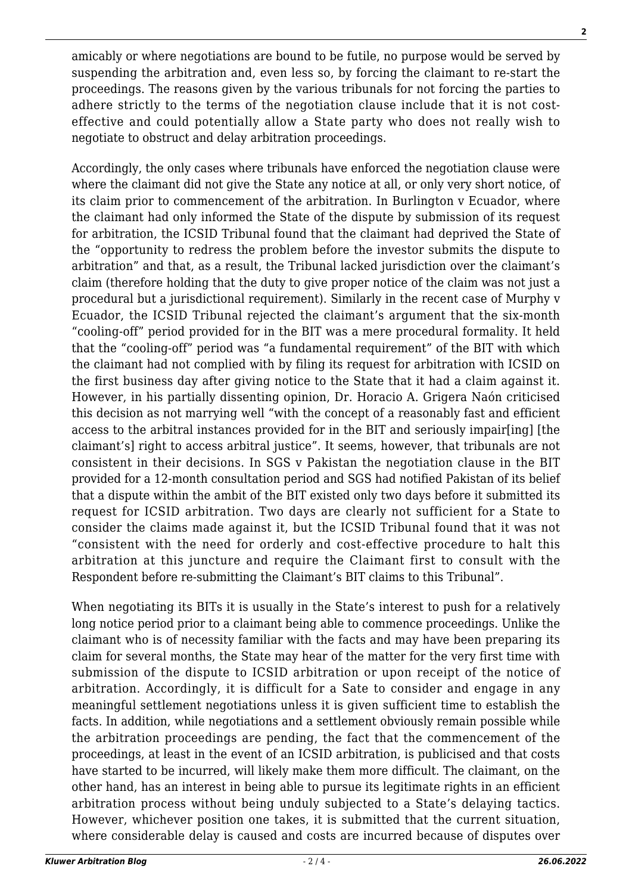amicably or where negotiations are bound to be futile, no purpose would be served by suspending the arbitration and, even less so, by forcing the claimant to re-start the proceedings. The reasons given by the various tribunals for not forcing the parties to adhere strictly to the terms of the negotiation clause include that it is not cost-effective and could potentially allow a State party who does not really wish to negotiate to obstruct and delay arbitration proceedings.

Accordingly, the only cases where tribunals have enforced the negotiation clause were where the claimant did not give the State any notice at all, or only very short notice, of its claim prior to commencement of the arbitration. In Burlington v Ecuador, where the claimant had only informed the State of the dispute by submission of its request for arbitration, the ICSID Tribunal found that the claimant had deprived the State of the "opportunity to redress the problem before the investor submits the dispute to arbitration" and that, as a result, the Tribunal lacked jurisdiction over the claimant's claim (therefore holding that the duty to give proper notice of the claim was not just a procedural but a jurisdictional requirement). Similarly in the recent case of Murphy v Ecuador, the ICSID Tribunal rejected the claimant's argument that the six-month "cooling-off" period provided for in the BIT was a mere procedural formality. It held that the "cooling-off" period was "a fundamental requirement" of the BIT with which the claimant had not complied with by filing its request for arbitration with ICSID on the first business day after giving notice to the State that it had a claim against it. However, in his partially dissenting opinion, Dr. Horacio A. Grigera Naón criticised this decision as not marrying well "with the concept of a reasonably fast and efficient access to the arbitral instances provided for in the BIT and seriously impair[ing] [the claimant's] right to access arbitral justice". It seems, however, that tribunals are not consistent in their decisions. In SGS v Pakistan the negotiation clause in the BIT provided for a 12-month consultation period and SGS had notified Pakistan of its belief that a dispute within the ambit of the BIT existed only two days before it submitted its request for ICSID arbitration. Two days are clearly not sufficient for a State to consider the claims made against it, but the ICSID Tribunal found that it was not "consistent with the need for orderly and cost-effective procedure to halt this arbitration at this juncture and require the Claimant first to consult with the Respondent before re-submitting the Claimant's BIT claims to this Tribunal".

When negotiating its BITs it is usually in the State's interest to push for a relatively long notice period prior to a claimant being able to commence proceedings. Unlike the claimant who is of necessity familiar with the facts and may have been preparing its claim for several months, the State may hear of the matter for the very first time with submission of the dispute to ICSID arbitration or upon receipt of the notice of arbitration. Accordingly, it is difficult for a Sate to consider and engage in any meaningful settlement negotiations unless it is given sufficient time to establish the facts. In addition, while negotiations and a settlement obviously remain possible while the arbitration proceedings are pending, the fact that the commencement of the proceedings, at least in the event of an ICSID arbitration, is publicised and that costs have started to be incurred, will likely make them more difficult. The claimant, on the other hand, has an interest in being able to pursue its legitimate rights in an efficient arbitration process without being unduly subjected to a State's delaying tactics. However, whichever position one takes, it is submitted that the current situation, where considerable delay is caused and costs are incurred because of disputes over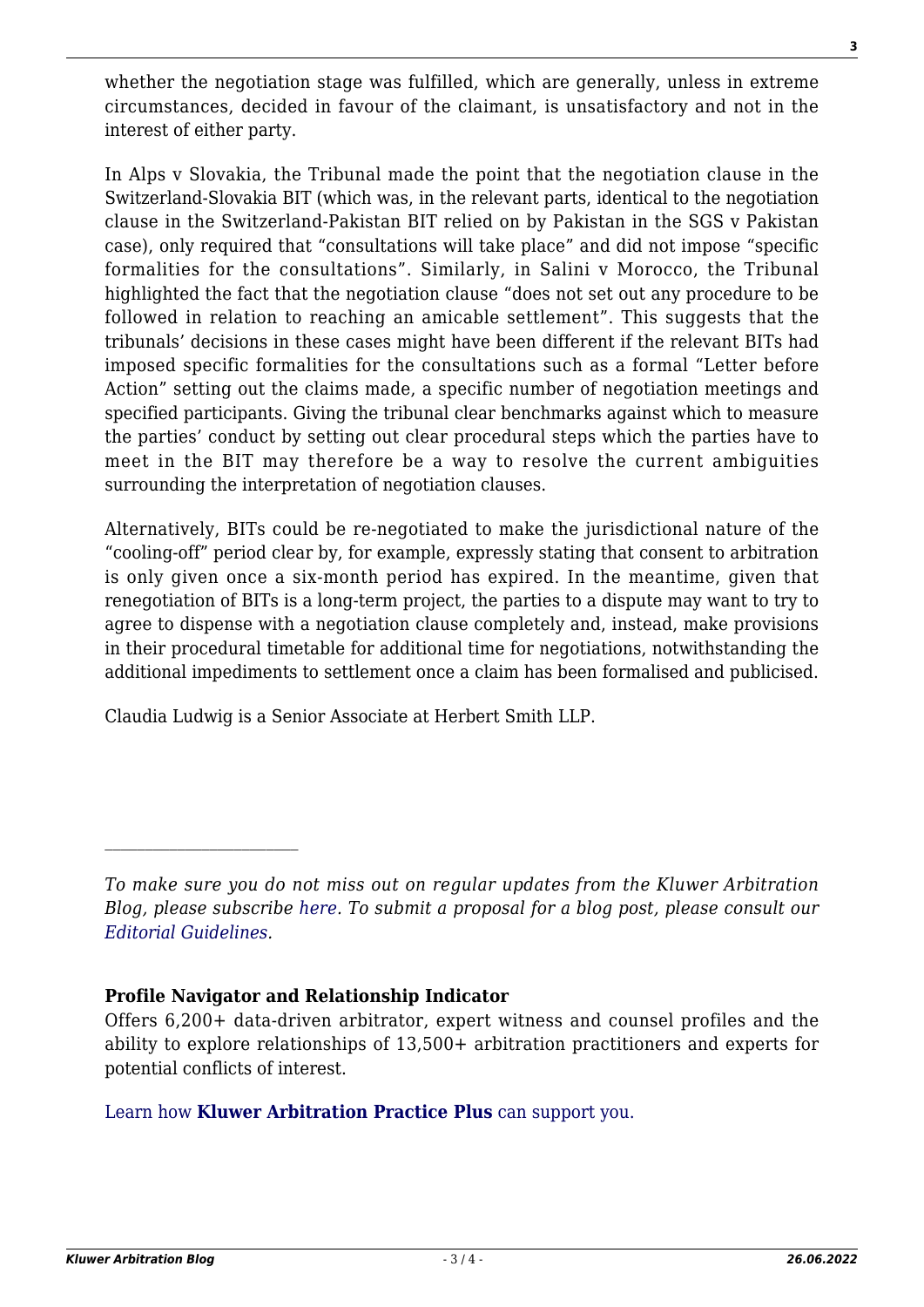whether the negotiation stage was fulfilled, which are generally, unless in extreme circumstances, decided in favour of the claimant, is unsatisfactory and not in the interest of either party.

In Alps v Slovakia, the Tribunal made the point that the negotiation clause in the Switzerland-Slovakia BIT (which was, in the relevant parts, identical to the negotiation clause in the Switzerland-Pakistan BIT relied on by Pakistan in the SGS v Pakistan case), only required that "consultations will take place" and did not impose "specific formalities for the consultations". Similarly, in Salini v Morocco, the Tribunal highlighted the fact that the negotiation clause "does not set out any procedure to be followed in relation to reaching an amicable settlement". This suggests that the tribunals' decisions in these cases might have been different if the relevant BITs had imposed specific formalities for the consultations such as a formal "Letter before Action" setting out the claims made, a specific number of negotiation meetings and specified participants. Giving the tribunal clear benchmarks against which to measure the parties' conduct by setting out clear procedural steps which the parties have to meet in the BIT may therefore be a way to resolve the current ambiguities surrounding the interpretation of negotiation clauses.

Alternatively, BITs could be re-negotiated to make the jurisdictional nature of the "cooling-off" period clear by, for example, expressly stating that consent to arbitration is only given once a six-month period has expired. In the meantime, given that renegotiation of BITs is a long-term project, the parties to a dispute may want to try to agree to dispense with a negotiation clause completely and, instead, make provisions in their procedural timetable for additional time for negotiations, notwithstanding the additional impediments to settlement once a claim has been formalised and publicised.

Claudia Ludwig is a Senior Associate at Herbert Smith LLP.

---

*To make sure you do not miss out on regular updates from the Kluwer Arbitration Blog, please subscribe here. To submit a proposal for a blog post, please consult our Editorial Guidelines.*

**Profile Navigator and Relationship Indicator**

Offers 6,200+ data-driven arbitrator, expert witness and counsel profiles and the ability to explore relationships of 13,500+ arbitration practitioners and experts for potential conflicts of interest.

Learn how **Kluwer Arbitration Practice Plus** can support you.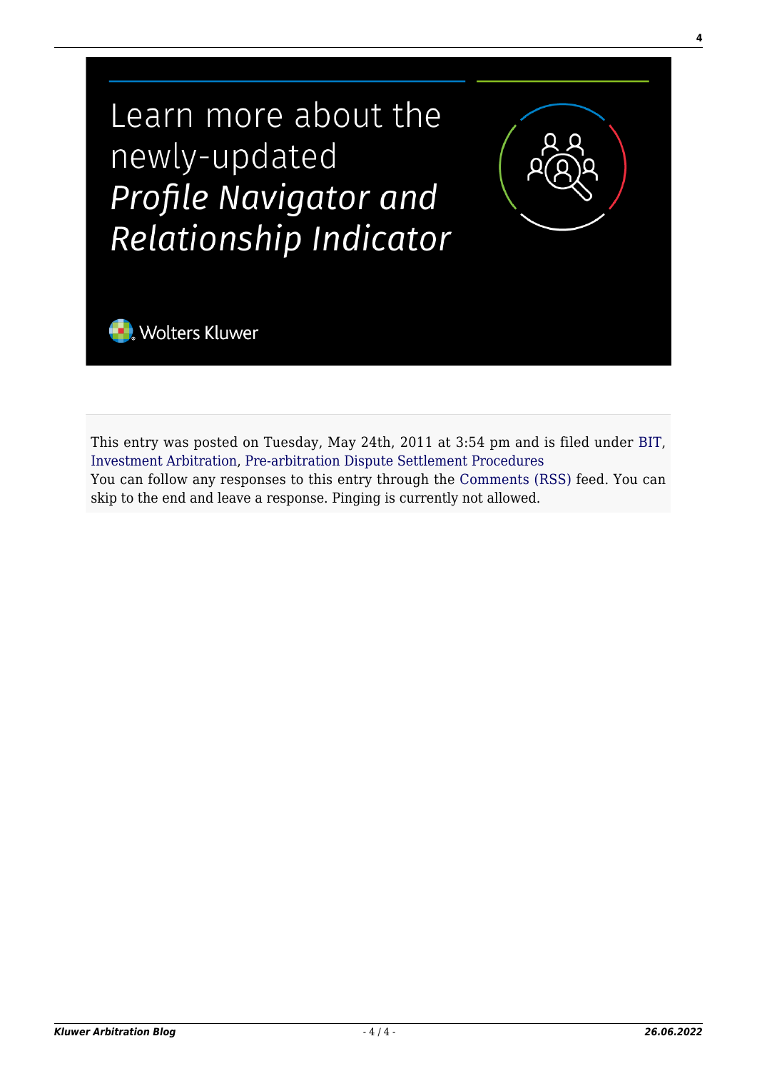Learn more about the newly-updated *Profile Navigator and Relationship Indicator*

Wolters Kluwer

This entry was posted on Tuesday, May 24th, 2011 at 3:54 pm and is filed under BIT, Investment Arbitration, Pre-arbitration Dispute Settlement Procedures
You can follow any responses to this entry through the Comments (RSS) feed. You can skip to the end and leave a response. Pinging is currently not allowed.